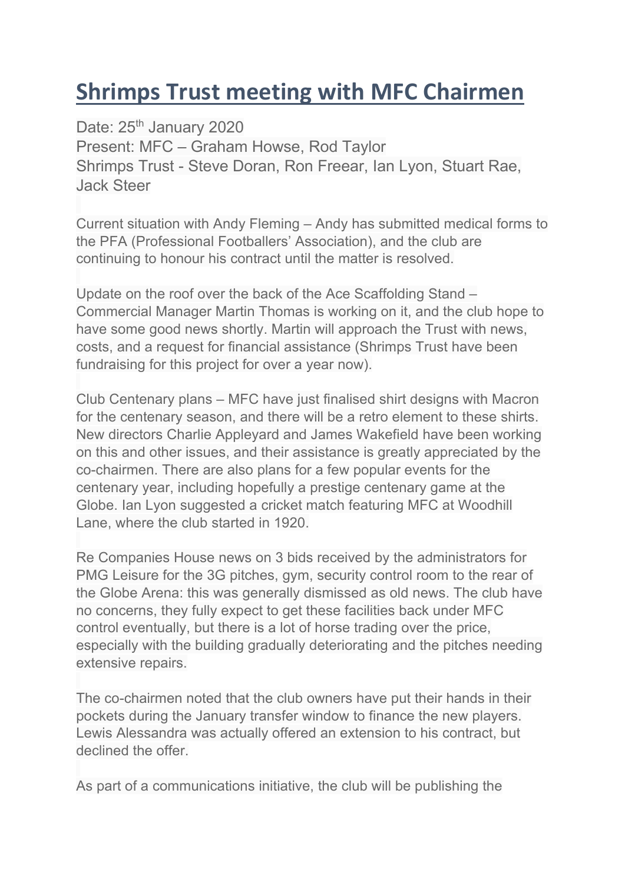# Shrimps Trust meeting with MFC Chairmen

Date: 25th January 2020
Present: MFC – Graham Howse, Rod Taylor
Shrimps Trust - Steve Doran, Ron Freear, Ian Lyon, Stuart Rae, Jack Steer

Current situation with Andy Fleming – Andy has submitted medical forms to the PFA (Professional Footballers' Association), and the club are continuing to honour his contract until the matter is resolved.

Update on the roof over the back of the Ace Scaffolding Stand – Commercial Manager Martin Thomas is working on it, and the club hope to have some good news shortly. Martin will approach the Trust with news, costs, and a request for financial assistance (Shrimps Trust have been fundraising for this project for over a year now).

Club Centenary plans – MFC have just finalised shirt designs with Macron for the centenary season, and there will be a retro element to these shirts. New directors Charlie Appleyard and James Wakefield have been working on this and other issues, and their assistance is greatly appreciated by the co-chairmen. There are also plans for a few popular events for the centenary year, including hopefully a prestige centenary game at the Globe. Ian Lyon suggested a cricket match featuring MFC at Woodhill Lane, where the club started in 1920.

Re Companies House news on 3 bids received by the administrators for PMG Leisure for the 3G pitches, gym, security control room to the rear of the Globe Arena: this was generally dismissed as old news. The club have no concerns, they fully expect to get these facilities back under MFC control eventually, but there is a lot of horse trading over the price, especially with the building gradually deteriorating and the pitches needing extensive repairs.

The co-chairmen noted that the club owners have put their hands in their pockets during the January transfer window to finance the new players. Lewis Alessandra was actually offered an extension to his contract, but declined the offer.

As part of a communications initiative, the club will be publishing the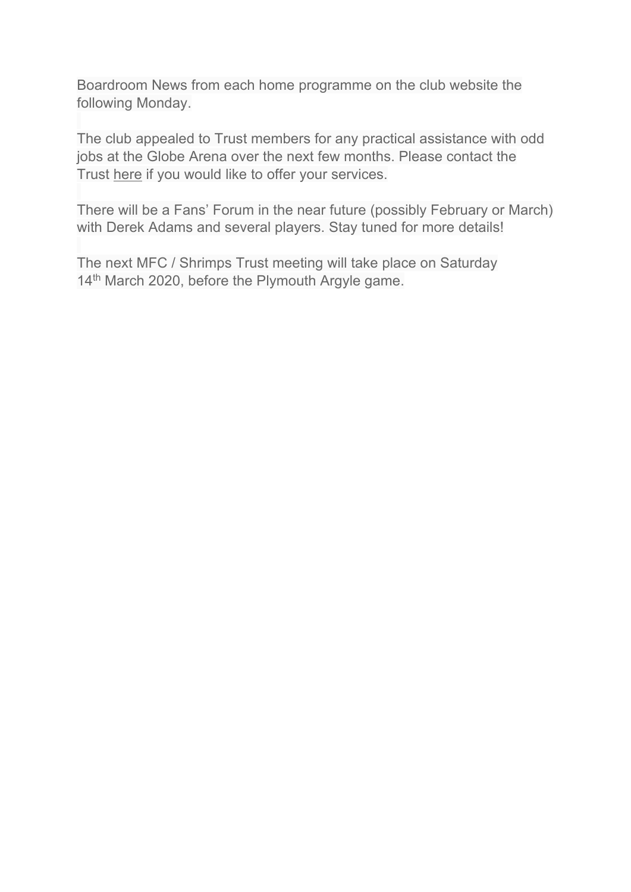Boardroom News from each home programme on the club website the following Monday.

The club appealed to Trust members for any practical assistance with odd jobs at the Globe Arena over the next few months. Please contact the Trust here if you would like to offer your services.

There will be a Fans' Forum in the near future (possibly February or March) with Derek Adams and several players. Stay tuned for more details!

The next MFC / Shrimps Trust meeting will take place on Saturday 14th March 2020, before the Plymouth Argyle game.